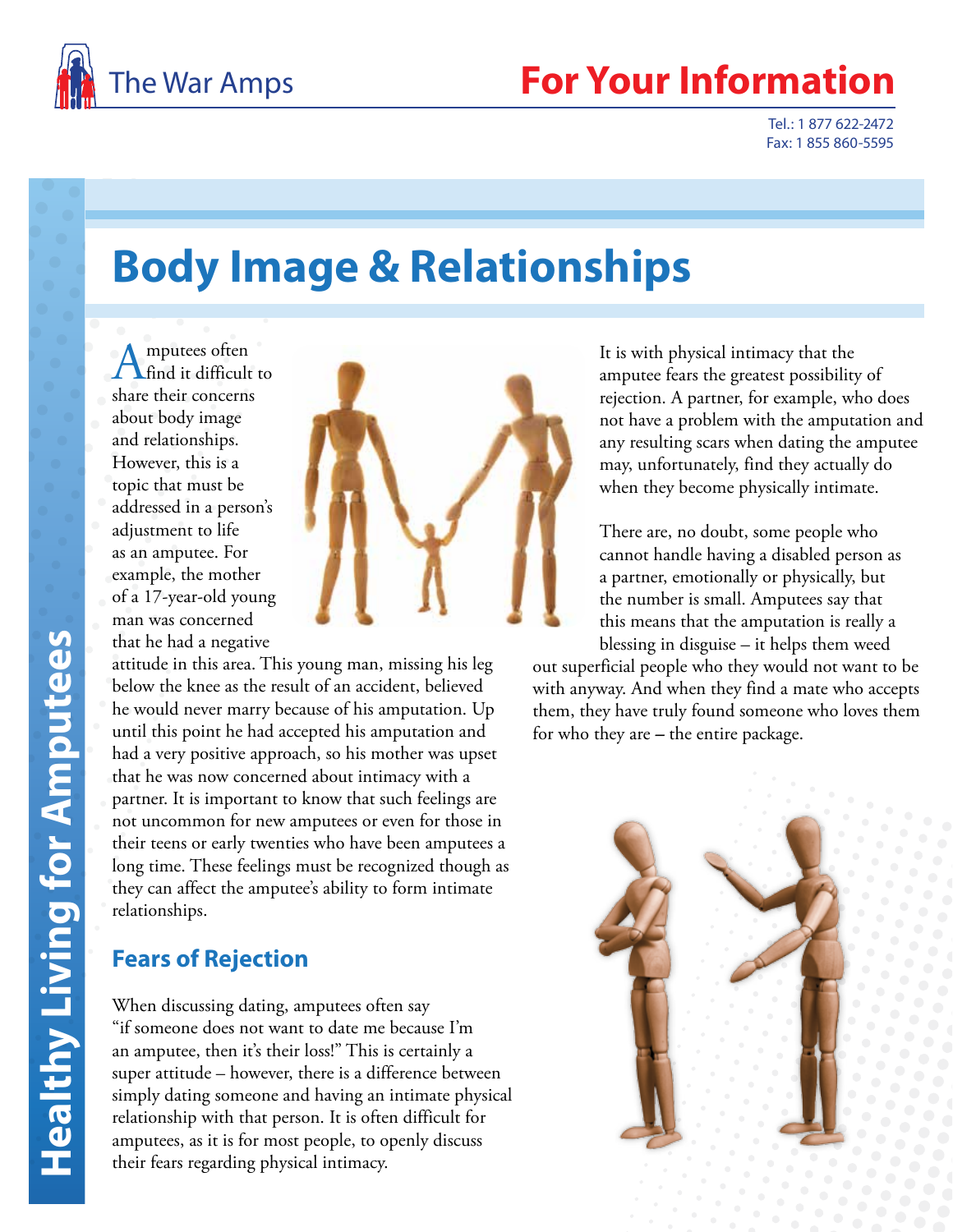The War Amps

# For Your Information

Tel.: 1 877 622-2472
Fax: 1 855 860-5595

Healthy Living for Amputees

## Body Image & Relationships

Amputees often find it difficult to share their concerns about body image and relationships. However, this is a topic that must be addressed in a person's adjustment to life as an amputee. For example, the mother of a 17-year-old young man was concerned that he had a negative attitude in this area. This young man, missing his leg below the knee as the result of an accident, believed he would never marry because of his amputation. Up until this point he had accepted his amputation and had a very positive approach, so his mother was upset that he was now concerned about intimacy with a partner. It is important to know that such feelings are not uncommon for new amputees or even for those in their teens or early twenties who have been amputees a long time. These feelings must be recognized though as they can affect the amputee's ability to form intimate relationships.

### Fears of Rejection

When discussing dating, amputees often say "if someone does not want to date me because I'm an amputee, then it's their loss!" This is certainly a super attitude – however, there is a difference between simply dating someone and having an intimate physical relationship with that person. It is often difficult for amputees, as it is for most people, to openly discuss their fears regarding physical intimacy.

It is with physical intimacy that the amputee fears the greatest possibility of rejection. A partner, for example, who does not have a problem with the amputation and any resulting scars when dating the amputee may, unfortunately, find they actually do when they become physically intimate.

There are, no doubt, some people who cannot handle having a disabled person as a partner, emotionally or physically, but the number is small. Amputees say that this means that the amputation is really a blessing in disguise – it helps them weed out superficial people who they would not want to be with anyway. And when they find a mate who accepts them, they have truly found someone who loves them for who they are – the entire package.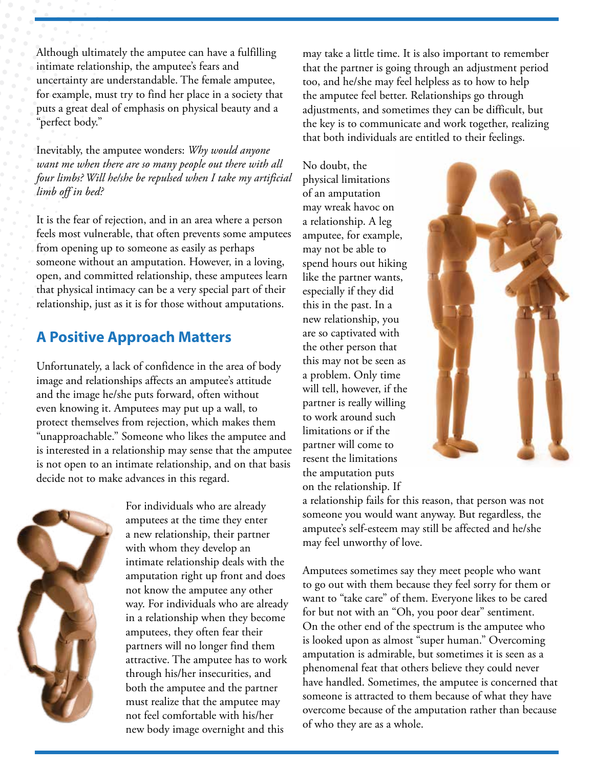Although ultimately the amputee can have a fulfilling intimate relationship, the amputee's fears and uncertainty are understandable. The female amputee, for example, must try to find her place in a society that puts a great deal of emphasis on physical beauty and a "perfect body."

Inevitably, the amputee wonders: *Why would anyone want me when there are so many people out there with all four limbs? Will he/she be repulsed when I take my artificial limb off in bed?*

It is the fear of rejection, and in an area where a person feels most vulnerable, that often prevents some amputees from opening up to someone as easily as perhaps someone without an amputation. However, in a loving, open, and committed relationship, these amputees learn that physical intimacy can be a very special part of their relationship, just as it is for those without amputations.

## A Positive Approach Matters

Unfortunately, a lack of confidence in the area of body image and relationships affects an amputee's attitude and the image he/she puts forward, often without even knowing it. Amputees may put up a wall, to protect themselves from rejection, which makes them "unapproachable." Someone who likes the amputee and is interested in a relationship may sense that the amputee is not open to an intimate relationship, and on that basis decide not to make advances in this regard.

For individuals who are already amputees at the time they enter a new relationship, their partner with whom they develop an intimate relationship deals with the amputation right up front and does not know the amputee any other way. For individuals who are already in a relationship when they become amputees, they often fear their partners will no longer find them attractive. The amputee has to work through his/her insecurities, and both the amputee and the partner must realize that the amputee may not feel comfortable with his/her new body image overnight and this may take a little time. It is also important to remember that the partner is going through an adjustment period too, and he/she may feel helpless as to how to help the amputee feel better. Relationships go through adjustments, and sometimes they can be difficult, but the key is to communicate and work together, realizing that both individuals are entitled to their feelings.

No doubt, the physical limitations of an amputation may wreak havoc on a relationship. A leg amputee, for example, may not be able to spend hours out hiking like the partner wants, especially if they did this in the past. In a new relationship, you are so captivated with the other person that this may not be seen as a problem. Only time will tell, however, if the partner is really willing to work around such limitations or if the partner will come to resent the limitations the amputation puts on the relationship. If a relationship fails for this reason, that person was not someone you would want anyway. But regardless, the amputee's self-esteem may still be affected and he/she may feel unworthy of love.

Amputees sometimes say they meet people who want to go out with them because they feel sorry for them or want to "take care" of them. Everyone likes to be cared for but not with an "Oh, you poor dear" sentiment. On the other end of the spectrum is the amputee who is looked upon as almost "super human." Overcoming amputation is admirable, but sometimes it is seen as a phenomenal feat that others believe they could never have handled. Sometimes, the amputee is concerned that someone is attracted to them because of what they have overcome because of the amputation rather than because of who they are as a whole.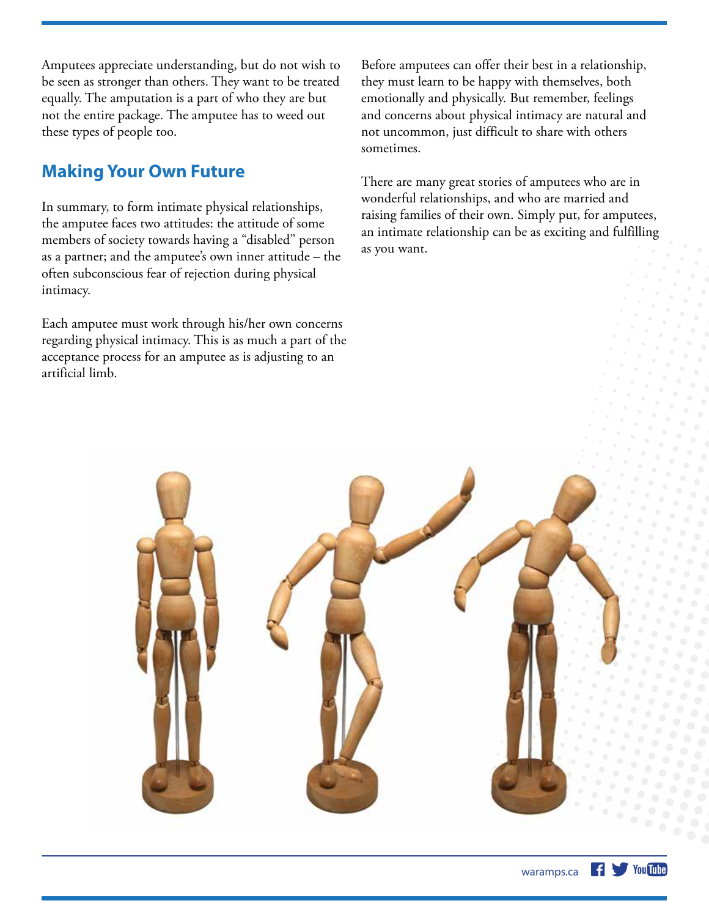Amputees appreciate understanding, but do not wish to be seen as stronger than others. They want to be treated equally. The amputation is a part of who they are but not the entire package. The amputee has to weed out these types of people too.

## Making Your Own Future

In summary, to form intimate physical relationships, the amputee faces two attitudes: the attitude of some members of society towards having a "disabled" person as a partner; and the amputee's own inner attitude – the often subconscious fear of rejection during physical intimacy.

Each amputee must work through his/her own concerns regarding physical intimacy. This is as much a part of the acceptance process for an amputee as is adjusting to an artificial limb.

Before amputees can offer their best in a relationship, they must learn to be happy with themselves, both emotionally and physically. But remember, feelings and concerns about physical intimacy are natural and not uncommon, just difficult to share with others sometimes.

There are many great stories of amputees who are in wonderful relationships, and who are married and raising families of their own. Simply put, for amputees, an intimate relationship can be as exciting and fulfilling as you want.